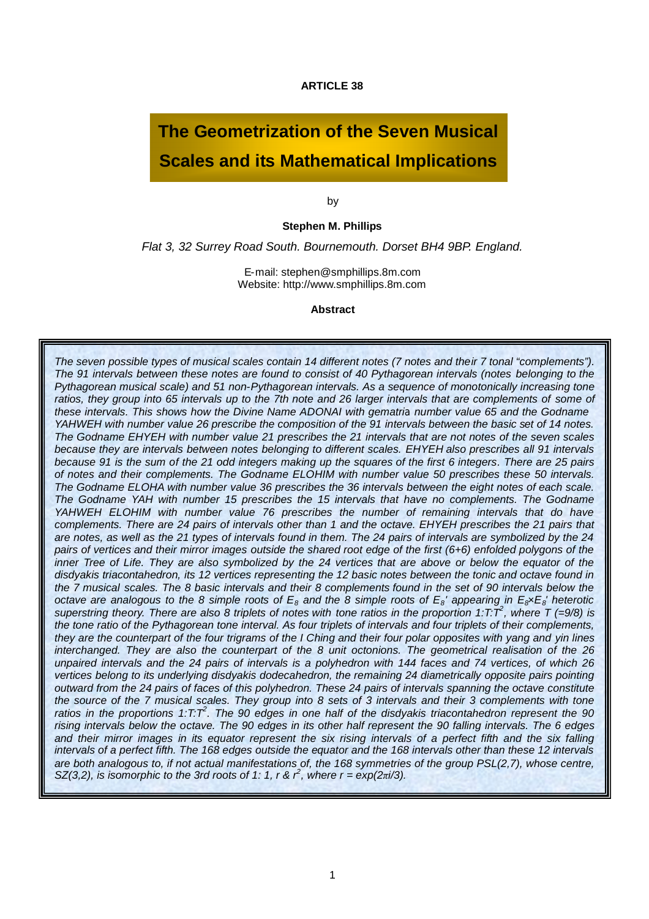**ARTICLE 38**

# The Geometrization of the Seven Musical Scales and its Mathematical Implications

by

**Stephen M. Phillips**

*Flat 3, 32 Surrey Road South. Bournemouth. Dorset BH4 9BP. England.*

E-mail: stephen@smphillips.8m.com
Website: http://www.smphillips.8m.com

**Abstract**

*The seven possible types of musical scales contain 14 different notes (7 notes and their 7 tonal "complements"). The 91 intervals between these notes are found to consist of 40 Pythagorean intervals (notes belonging to the Pythagorean musical scale) and 51 non-Pythagorean intervals. As a sequence of monotonically increasing tone ratios, they group into 65 intervals up to the 7th note and 26 larger intervals that are complements of some of these intervals. This shows how the Divine Name ADONAI with gematria number value 65 and the Godname YAHWEH with number value 26 prescribe the composition of the 91 intervals between the basic set of 14 notes. The Godname EHYEH with number value 21 prescribes the 21 intervals that are not notes of the seven scales because they are intervals between notes belonging to different scales. EHYEH also prescribes all 91 intervals because 91 is the sum of the 21 odd integers making up the squares of the first 6 integers. There are 25 pairs of notes and their complements. The Godname ELOHIM with number value 50 prescribes these 50 intervals. The Godname ELOHA with number value 36 prescribes the 36 intervals between the eight notes of each scale. The Godname YAH with number 15 prescribes the 15 intervals that have no complements. The Godname YAHWEH ELOHIM with number value 76 prescribes the number of remaining intervals that do have complements. There are 24 pairs of intervals other than 1 and the octave. EHYEH prescribes the 21 pairs that are notes, as well as the 21 types of intervals found in them. The 24 pairs of intervals are symbolized by the 24 pairs of vertices and their mirror images outside the shared root edge of the first (6+6) enfolded polygons of the inner Tree of Life. They are also symbolized by the 24 vertices that are above or below the equator of the disdyakis triacontahedron, its 12 vertices representing the 12 basic notes between the tonic and octave found in the 7 musical scales. The 8 basic intervals and their 8 complements found in the set of 90 intervals below the octave are analogous to the 8 simple roots of $E_8$ and the 8 simple roots of $E_8'$ appearing in $E_8\times E_8'$ heterotic superstring theory. There are also 8 triplets of notes with tone ratios in the proportion $1:T:T^2$, where $T$ (=9/8) is the tone ratio of the Pythagorean tone interval. As four triplets of intervals and four triplets of their complements, they are the counterpart of the four trigrams of the I Ching and their four polar opposites with yang and yin lines interchanged. They are also the counterpart of the 8 unit octonions. The geometrical realisation of the 26 unpaired intervals and the 24 pairs of intervals is a polyhedron with 144 faces and 74 vertices, of which 26 vertices belong to its underlying disdyakis dodecahedron, the remaining 24 diametrically opposite pairs pointing outward from the 24 pairs of faces of this polyhedron. These 24 pairs of intervals spanning the octave constitute the source of the 7 musical scales. They group into 8 sets of 3 intervals and their 3 complements with tone ratios in the proportions $1:T:T^2$. The 90 edges in one half of the disdyakis triacontahedron represent the 90 rising intervals below the octave. The 90 edges in its other half represent the 90 falling intervals. The 6 edges and their mirror images in its equator represent the six rising intervals of a perfect fifth and the six falling intervals of a perfect fifth. The 168 edges outside the equator and the 168 intervals other than these 12 intervals are both analogous to, if not actual manifestations of, the 168 symmetries of the group PSL(2,7), whose centre, SZ(3,2), is isomorphic to the 3rd roots of 1: 1, $r$ & $r^2$, where $r = \exp(2\pi i/3)$.*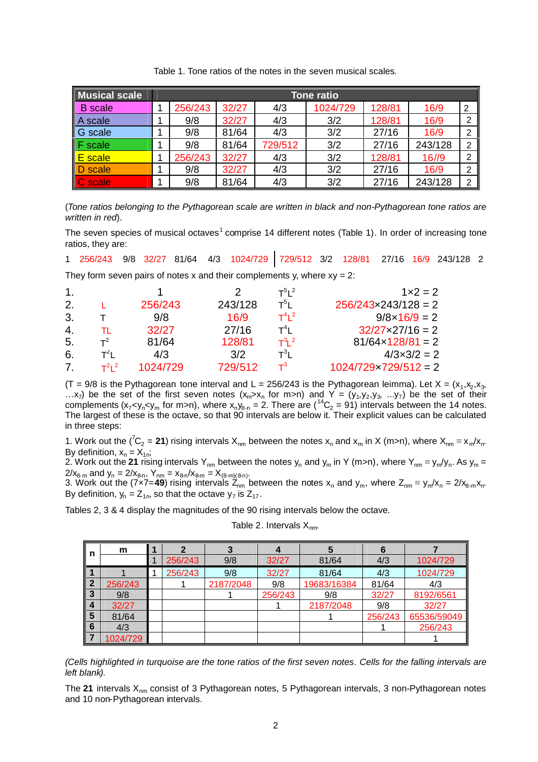Table 1. Tone ratios of the notes in the seven musical scales.

| Musical scale | Tone ratio | | | | | | | |
|---|---|---|---|---|---|---|---|---|
| B scale | 1 | 256/243 | 32/27 | 4/3 | 1024/729 | 128/81 | 16/9 | 2 |
| A scale | 1 | 9/8 | 32/27 | 4/3 | 3/2 | 128/81 | 16/9 | 2 |
| G scale | 1 | 9/8 | 81/64 | 4/3 | 3/2 | 27/16 | 16/9 | 2 |
| F scale | 1 | 9/8 | 81/64 | 729/512 | 3/2 | 27/16 | 243/128 | 2 |
| E scale | 1 | 256/243 | 32/27 | 4/3 | 3/2 | 128/81 | 16//9 | 2 |
| D scale | 1 | 9/8 | 32/27 | 4/3 | 3/2 | 27/16 | 16/9 | 2 |
| C scale | 1 | 9/8 | 81/64 | 4/3 | 3/2 | 27/16 | 243/128 | 2 |

*(Tone ratios belonging to the Pythagorean scale are written in black and non-Pythagorean tone ratios are written in red).*

The seven species of musical octaves[1] comprise 14 different notes (Table 1). In order of increasing tone ratios, they are:

1 256/243 9/8 32/27 81/64 4/3 1024/729 | 729/512 3/2 128/81 27/16 16/9 243/128 2

They form seven pairs of notes x and their complements y, where xy = 2:

| | | | | | |
|---|---|---|---|---|---|
| 1. | | 1 | 2 | $T^5L^2$ | 1×2 = 2 |
| 2. | L | 256/243 | 243/128 | $T^5L$ | 256/243×243/128 = 2 |
| 3. | T | 9/8 | 16/9 | $T^4L^2$ | 9/8×16/9 = 2 |
| 4. | TL | 32/27 | 27/16 | $T^4L$ | 32/27×27/16 = 2 |
| 5. | $T^2$ | 81/64 | 128/81 | $T^3L^2$ | 81/64×128/81 = 2 |
| 6. | $T^2L$ | 4/3 | 3/2 | $T^3L$ | 4/3×3/2 = 2 |
| 7. | $T^2L^2$ | 1024/729 | 729/512 | $T^3$ | 1024/729×729/512 = 2 |

(T = 9/8 is the Pythagorean tone interval and L = 256/243 is the Pythagorean leimma). Let X = $(x_1,x_2,x_3, \ldots x_7)$ be the set of the first seven notes ($x_m > x_n$ for m>n) and Y = $(y_1,y_2,y_3, \ldots y_7)$ be the set of their complements ($x_7 < y_n < y_m$ for m>n), where $x_n y_{8-n} = 2$. There are ($^{14}C_2 = 91$) intervals between the 14 notes. The largest of these is the octave, so that 90 intervals are below it. Their explicit values can be calculated in three steps:

1. Work out the ($^7C_2$ = **21**) rising intervals $X_{nm}$ between the notes $x_n$ and $x_m$ in X (m>n), where $X_{nm} \equiv x_m/x_n$. By definition, $x_n = X_{1n}$;
2. Work out the **21** rising intervals $Y_{nm}$ between the notes $y_n$ and $y_m$ in Y (m>n), where $Y_{nm} \equiv y_m/y_n$. As $y_m = 2/x_{8-m}$ and $y_n = 2/x_{8-n}$, $Y_{nm} = x_{8-n}/x_{8-m} = X_{(8-m)(8-n)}$.
3. Work out the (7×7=**49**) rising intervals $Z_{nm}$ between the notes $x_n$ and $y_m$, where $Z_{nm} \equiv y_m/x_n = 2/x_{8-m}x_n$. By definition, $y_n = Z_{1n}$, so that the octave $y_7$ is $Z_{17}$.

Tables 2, 3 & 4 display the magnitudes of the 90 rising intervals below the octave.

Table 2. Intervals $X_{nm}$.

| n | m | 1 | 2 | 3 | 4 | 5 | 6 | 7 |
|---|---|---|---|---|---|---|---|---|
| | | 1 | 256/243 | 9/8 | 32/27 | 81/64 | 4/3 | 1024/729 |
| 1 | 1 | 1 | 256/243 | 9/8 | 32/27 | 81/64 | 4/3 | 1024/729 |
| 2 | 256/243 | | 1 | 2187/2048 | 9/8 | 19683/16384 | 81/64 | 4/3 |
| 3 | 9/8 | | | 1 | 256/243 | 9/8 | 32/27 | 8192/6561 |
| 4 | 32/27 | | | | 1 | 2187/2048 | 9/8 | 32/27 |
| 5 | 81/64 | | | | | 1 | 256/243 | 65536/59049 |
| 6 | 4/3 | | | | | | 1 | 256/243 |
| 7 | 1024/729 | | | | | | | 1 |

*(Cells highlighted in turquoise are the tone ratios of the first seven notes. Cells for the falling intervals are left blank).*

The **21** intervals $X_{nm}$ consist of 3 Pythagorean notes, 5 Pythagorean intervals, 3 non-Pythagorean notes and 10 non-Pythagorean intervals.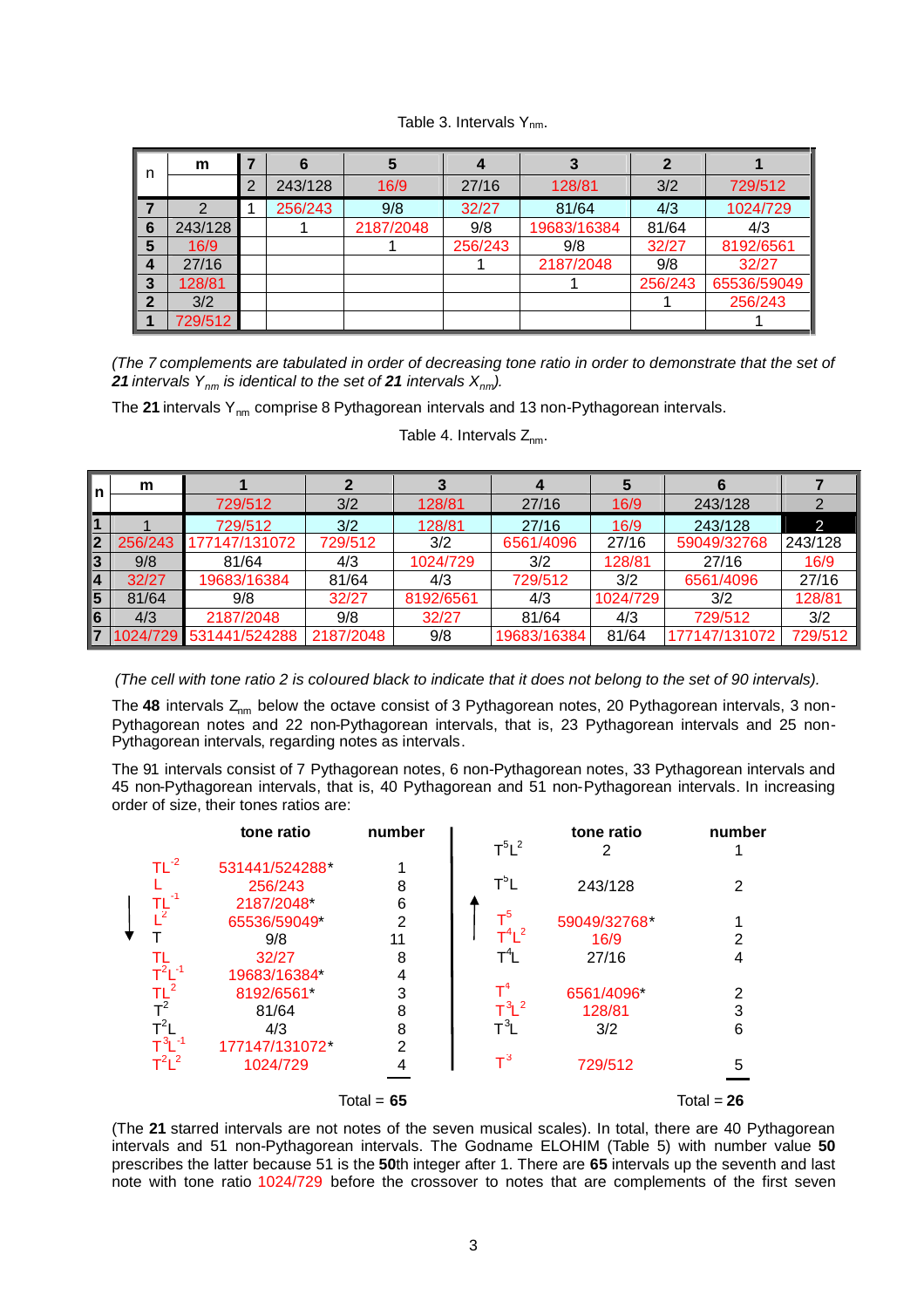Table 3. Intervals $Y_{nm}$.

| n | m | 7 | 6 | 5 | 4 | 3 | 2 | 1 |
|---|---|---|---|---|---|---|---|---|
| | | 2 | 243/128 | 16/9 | 27/16 | 128/81 | 3/2 | 729/512 |
| **7** | 2 | 1 | 256/243 | 9/8 | 32/27 | 81/64 | 4/3 | 1024/729 |
| **6** | 243/128 | | 1 | 2187/2048 | 9/8 | 19683/16384 | 81/64 | 4/3 |
| **5** | 16/9 | | | 1 | 256/243 | 9/8 | 32/27 | 8192/6561 |
| **4** | 27/16 | | | | 1 | 2187/2048 | 9/8 | 32/27 |
| **3** | 128/81 | | | | | 1 | 256/243 | 65536/59049 |
| **2** | 3/2 | | | | | | 1 | 256/243 |
| **1** | 729/512 | | | | | | | 1 |

*(The 7 complements are tabulated in order of decreasing tone ratio in order to demonstrate that the set of **21** intervals $Y_{nm}$ is identical to the set of **21** intervals $X_{nm}$).*

The **21** intervals $Y_{nm}$ comprise 8 Pythagorean intervals and 13 non-Pythagorean intervals.

Table 4. Intervals $Z_{nm}$.

| n | m | 1 | 2 | 3 | 4 | 5 | 6 | 7 |
|---|---|---|---|---|---|---|---|---|
| | | 729/512 | 3/2 | 128/81 | 27/16 | 16/9 | 243/128 | 2 |
| **1** | 1 | 729/512 | 3/2 | 128/81 | 27/16 | 16/9 | 243/128 | 2 |
| **2** | 256/243 | 177147/131072 | 729/512 | 3/2 | 6561/4096 | 27/16 | 59049/32768 | 243/128 |
| **3** | 9/8 | 81/64 | 4/3 | 1024/729 | 3/2 | 128/81 | 27/16 | 16/9 |
| **4** | 32/27 | 19683/16384 | 81/64 | 4/3 | 729/512 | 3/2 | 6561/4096 | 27/16 |
| **5** | 81/64 | 9/8 | 32/27 | 8192/6561 | 4/3 | 1024/729 | 3/2 | 128/81 |
| **6** | 4/3 | 2187/2048 | 9/8 | 32/27 | 81/64 | 4/3 | 729/512 | 3/2 |
| **7** | 1024/729 | 531441/524288 | 2187/2048 | 9/8 | 19683/16384 | 81/64 | 177147/131072 | 729/512 |

*(The cell with tone ratio 2 is coloured black to indicate that it does not belong to the set of 90 intervals).*

The **48** intervals $Z_{nm}$ below the octave consist of 3 Pythagorean notes, 20 Pythagorean intervals, 3 non-Pythagorean notes and 22 non-Pythagorean intervals, that is, 23 Pythagorean intervals and 25 non-Pythagorean intervals, regarding notes as intervals.

The 91 intervals consist of 7 Pythagorean notes, 6 non-Pythagorean notes, 33 Pythagorean intervals and 45 non-Pythagorean intervals, that is, 40 Pythagorean and 51 non-Pythagorean intervals. In increasing order of size, their tones ratios are:

| | tone ratio | number |
|---|---|---|
| $TL^{-2}$ | 531441/524288* | 1 |
| $L$ | 256/243 | 8 |
| $TL^{-1}$ | 2187/2048* | 6 |
| $L^2$ | 65536/59049* | 2 |
| $T$ | 9/8 | 11 |
| $TL$ | 32/27 | 8 |
| $T^2L^{-1}$ | 19683/16384* | 4 |
| $TL^2$ | 8192/6561* | 3 |
| $T^2$ | 81/64 | 8 |
| $T^2L$ | 4/3 | 8 |
| $T^3L^{-1}$ | 177147/131072* | 2 |
| $T^2L^2$ | 1024/729 | 4 |
| | | Total = **65** |

| | tone ratio | number |
|---|---|---|
| $T^5L^2$ | 2 | 1 |
| $T^5L$ | 243/128 | 2 |
| $T^5$ | 59049/32768* | 1 |
| $T^4L^2$ | 16/9 | 2 |
| $T^4L$ | 27/16 | 4 |
| $T^4$ | 6561/4096* | 2 |
| $T^3L^2$ | 128/81 | 3 |
| $T^3L$ | 3/2 | 6 |
| $T^3$ | 729/512 | 5 |
| | | Total = **26** |

(The **21** starred intervals are not notes of the seven musical scales). In total, there are 40 Pythagorean intervals and 51 non-Pythagorean intervals. The Godname ELOHIM (Table 5) with number value **50** prescribes the latter because 51 is the **50**th integer after 1. There are **65** intervals up the seventh and last note with tone ratio 1024/729 before the crossover to notes that are complements of the first seven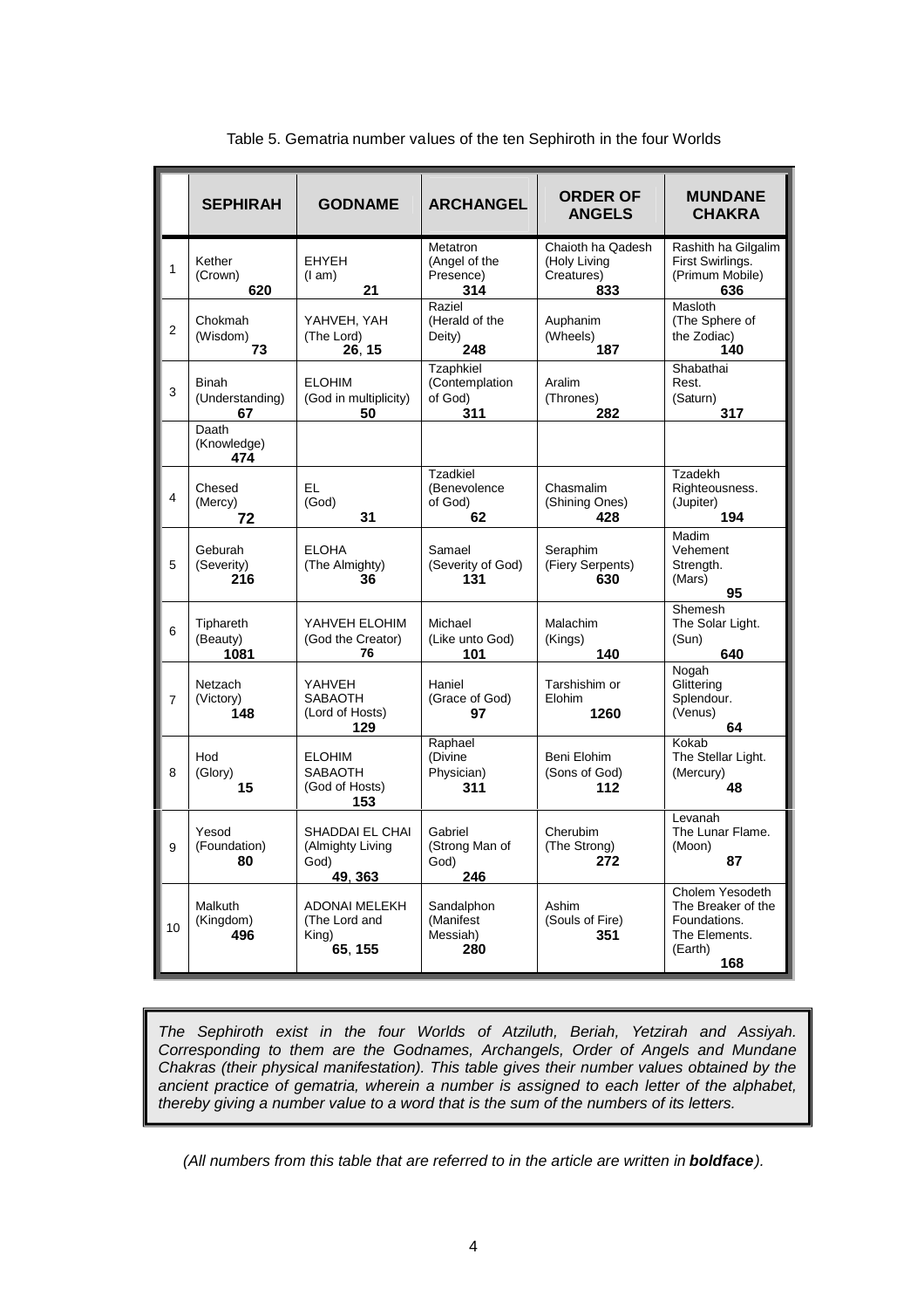Table 5. Gematria number values of the ten Sephiroth in the four Worlds

| | SEPHIRAH | GODNAME | ARCHANGEL | ORDER OF ANGELS | MUNDANE CHAKRA |
|---|---|---|---|---|---|
| 1 | Kether (Crown) **620** | EHYEH (I am) **21** | Metatron (Angel of the Presence) **314** | Chaioth ha Qadesh (Holy Living Creatures) **833** | Rashith ha Gilgalim First Swirlings. (Primum Mobile) **636** |
| 2 | Chokmah (Wisdom) **73** | YAHVEH, YAH (The Lord) **26**, **15** | Raziel (Herald of the Deity) **248** | Auphanim (Wheels) **187** | Masloth (The Sphere of the Zodiac) **140** |
| 3 | Binah (Understanding) **67** | ELOHIM (God in multiplicity) **50** | Tzaphkiel (Contemplation of God) **311** | Aralim (Thrones) **282** | Shabathai Rest. (Saturn) **317** |
| | Daath (Knowledge) **474** | | | | |
| 4 | Chesed (Mercy) **72** | EL (God) **31** | Tzadkiel (Benevolence of God) **62** | Chasmalim (Shining Ones) **428** | Tzadekh Righteousness. (Jupiter) **194** |
| 5 | Geburah (Severity) **216** | ELOHA (The Almighty) **36** | Samael (Severity of God) **131** | Seraphim (Fiery Serpents) **630** | Madim Vehement Strength. (Mars) **95** |
| 6 | Tiphareth (Beauty) **1081** | YAHVEH ELOHIM (God the Creator) **76** | Michael (Like unto God) **101** | Malachim (Kings) **140** | Shemesh The Solar Light. (Sun) **640** |
| 7 | Netzach (Victory) **148** | YAHVEH SABAOTH (Lord of Hosts) **129** | Haniel (Grace of God) **97** | Tarshishim or Elohim **1260** | Nogah Glittering Splendour. (Venus) **64** |
| 8 | Hod (Glory) **15** | ELOHIM SABAOTH (God of Hosts) **153** | Raphael (Divine Physician) **311** | Beni Elohim (Sons of God) **112** | Kokab The Stellar Light. (Mercury) **48** |
| 9 | Yesod (Foundation) **80** | SHADDAI EL CHAI (Almighty Living God) **49**, **363** | Gabriel (Strong Man of God) **246** | Cherubim (The Strong) **272** | Levanah The Lunar Flame. (Moon) **87** |
| 10 | Malkuth (Kingdom) **496** | ADONAI MELEKH (The Lord and King) **65**, **155** | Sandalphon (Manifest Messiah) **280** | Ashim (Souls of Fire) **351** | Cholem Yesodeth The Breaker of the Foundations. The Elements. (Earth) **168** |

*The Sephiroth exist in the four Worlds of Atziluth, Beriah, Yetzirah and Assiyah. Corresponding to them are the Godnames, Archangels, Order of Angels and Mundane Chakras (their physical manifestation). This table gives their number values obtained by the ancient practice of gematria, wherein a number is assigned to each letter of the alphabet, thereby giving a number value to a word that is the sum of the numbers of its letters.*

*(All numbers from this table that are referred to in the article are written in **boldface**).*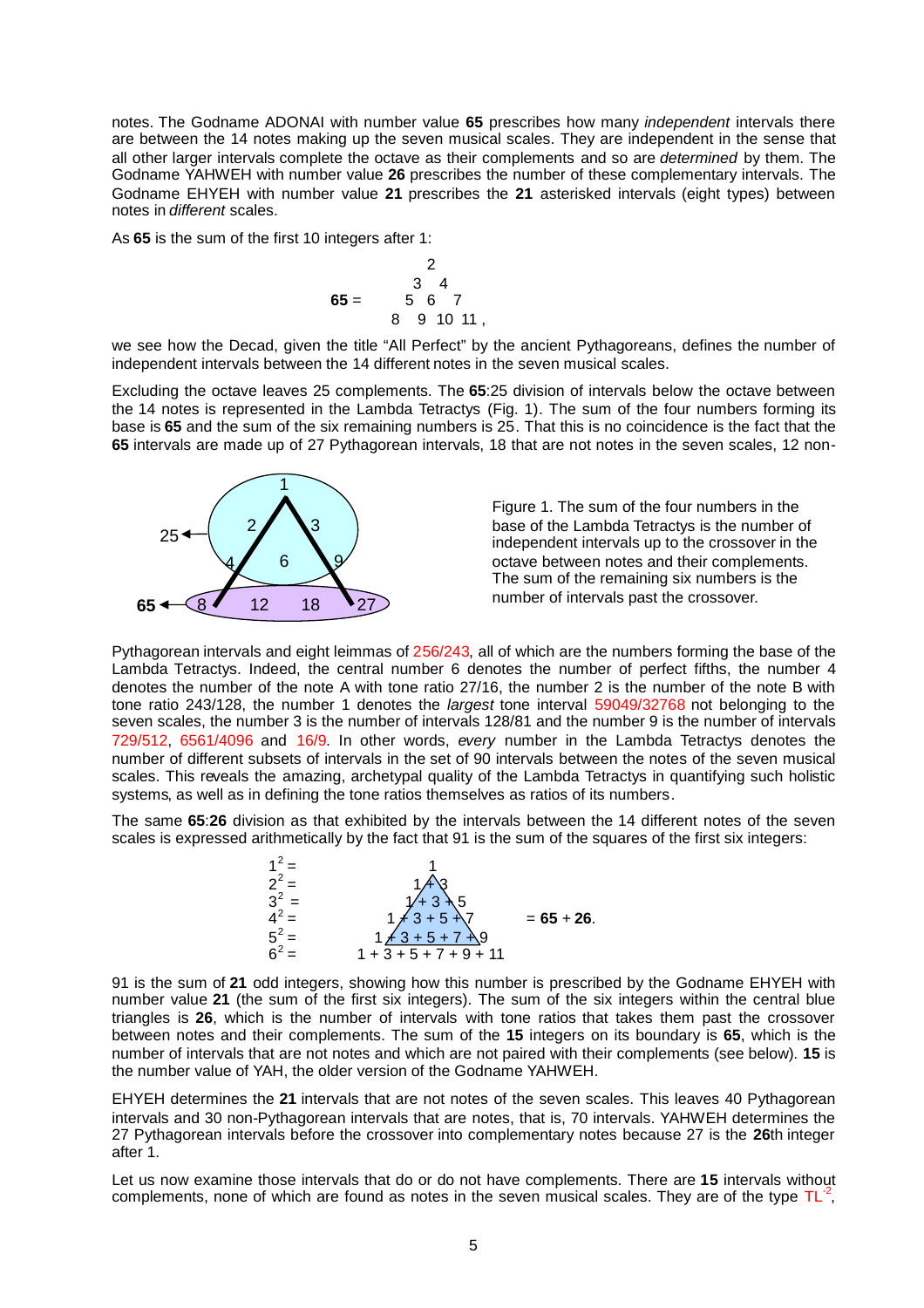notes. The Godname ADONAI with number value **65** prescribes how many *independent* intervals there are between the 14 notes making up the seven musical scales. They are independent in the sense that all other larger intervals complete the octave as their complements and so are *determined* by them. The Godname YAHWEH with number value **26** prescribes the number of these complementary intervals. The Godname EHYEH with number value **21** prescribes the **21** asterisked intervals (eight types) between notes in *different* scales.

As **65** is the sum of the first 10 integers after 1:

$$
\mathbf{65} = \begin{matrix} & & & 2 & & & \\ & & 3 & & 4 & & \\ & 5 & & 6 & & 7 & \\ 8 & & 9 & & 10 & & 11 \end{matrix},
$$

we see how the Decad, given the title "All Perfect" by the ancient Pythagoreans, defines the number of independent intervals between the 14 different notes in the seven musical scales.

Excluding the octave leaves 25 complements. The **65**:25 division of intervals below the octave between the 14 notes is represented in the Lambda Tetractys (Fig. 1). The sum of the four numbers forming its base is **65** and the sum of the six remaining numbers is 25. That this is no coincidence is the fact that the **65** intervals are made up of 27 Pythagorean intervals, 18 that are not notes in the seven scales, 12 non-Pythagorean intervals and eight leimmas of 256/243, all of which are the numbers forming the base of the Lambda Tetractys. Indeed, the central number 6 denotes the number of perfect fifths, the number 4 denotes the number of the note A with tone ratio 27/16, the number 2 is the number of the note B with tone ratio 243/128, the number 1 denotes the *largest* tone interval 59049/32768 not belonging to the seven scales, the number 3 is the number of intervals 128/81 and the number 9 is the number of intervals 729/512, 6561/4096 and 16/9. In other words, *every* number in the Lambda Tetractys denotes the number of different subsets of intervals in the set of 90 intervals between the notes of the seven musical scales. This reveals the amazing, archetypal quality of the Lambda Tetractys in quantifying such holistic systems, as well as in defining the tone ratios themselves as ratios of its numbers.

Figure 1. The sum of the four numbers in the base of the Lambda Tetractys is the number of independent intervals up to the crossover in the octave between notes and their complements. The sum of the remaining six numbers is the number of intervals past the crossover.

The same **65**:**26** division as that exhibited by the intervals between the 14 different notes of the seven scales is expressed arithmetically by the fact that 91 is the sum of the squares of the first six integers:

$$
\begin{aligned}
1^2 &= 1\\
2^2 &= 1 + 3\\
3^2 &= 1 + 3 + 5\\
4^2 &= 1 + 3 + 5 + 7\\
5^2 &= 1 + 3 + 5 + 7 + 9\\
6^2 &= 1 + 3 + 5 + 7 + 9 + 11
\end{aligned}
\qquad = \mathbf{65} + \mathbf{26}.
$$

91 is the sum of **21** odd integers, showing how this number is prescribed by the Godname EHYEH with number value **21** (the sum of the first six integers). The sum of the six integers within the central blue triangles is **26**, which is the number of intervals with tone ratios that takes them past the crossover between notes and their complements. The sum of the **15** integers on its boundary is **65**, which is the number of intervals that are not notes and which are not paired with their complements (see below). **15** is the number value of YAH, the older version of the Godname YAHWEH.

EHYEH determines the **21** intervals that are not notes of the seven scales. This leaves 40 Pythagorean intervals and 30 non-Pythagorean intervals that are notes, that is, 70 intervals. YAHWEH determines the 27 Pythagorean intervals before the crossover into complementary notes because 27 is the **26**th integer after 1.

Let us now examine those intervals that do or do not have complements. There are **15** intervals without complements, none of which are found as notes in the seven musical scales. They are of the type $TL^{-2}$,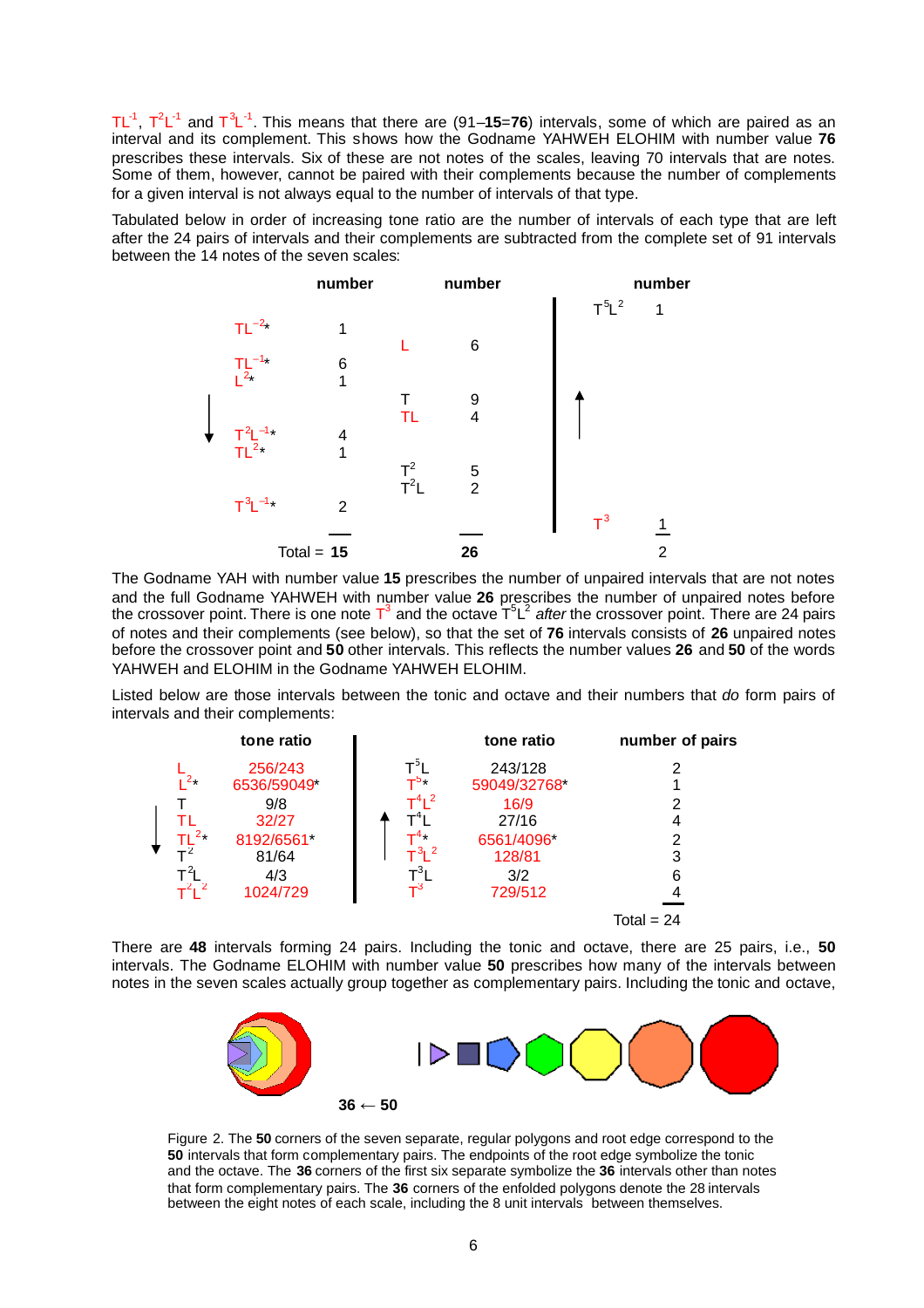$TL^{-1}$, $T^2L^{-1}$ and $T^3L^{-1}$. This means that there are (91–**15**=**76**) intervals, some of which are paired as an interval and its complement. This shows how the Godname YAHWEH ELOHIM with number value **76** prescribes these intervals. Six of these are not notes of the scales, leaving 70 intervals that are notes. Some of them, however, cannot be paired with their complements because the number of complements for a given interval is not always equal to the number of intervals of that type.

Tabulated below in order of increasing tone ratio are the number of intervals of each type that are left after the 24 pairs of intervals and their complements are subtracted from the complete set of 91 intervals between the 14 notes of the seven scales:

| | number | | number | | number |
|---|---|---|---|---|---|
| | | | | $T^5L^2$ | 1 |
| $TL^{-2}$* | 1 | | | | |
| | | L | 6 | | |
| $TL^{-1}$* | 6 | | | | |
| $L^2$* | 1 | | | | |
| | | T | 9 | | |
| | | TL | 4 | | |
| $T^2L^{-1}$* | 4 | | | | |
| $TL^2$* | 1 | | | | |
| | | $T^2$ | 5 | | |
| | | $T^2L$ | 2 | | |
| $T^3L^{-1}$* | 2 | | | | |
| | | | | $T^3$ | 1 |
| Total = | **15** | | **26** | | 2 |

The Godname YAH with number value **15** prescribes the number of unpaired intervals that are not notes and the full Godname YAHWEH with number value **26** prescribes the number of unpaired notes before the crossover point. There is one note $T^3$ and the octave $T^5L^2$ *after* the crossover point. There are 24 pairs of notes and their complements (see below), so that the set of **76** intervals consists of **26** unpaired notes before the crossover point and **50** other intervals. This reflects the number values **26** and **50** of the words YAHWEH and ELOHIM in the Godname YAHWEH ELOHIM.

Listed below are those intervals between the tonic and octave and their numbers that *do* form pairs of intervals and their complements:

| | tone ratio | | tone ratio | number of pairs |
|---|---|---|---|---|
| L | 256/243 | $T^5L$ | 243/128 | 2 |
| $L^2$* | 6536/59049* | $T^5$* | 59049/32768* | 1 |
| T | 9/8 | $T^4L^2$ | 16/9 | 2 |
| TL | 32/27 | $T^4L$ | 27/16 | 4 |
| $TL^2$* | 8192/6561* | $T^4$* | 6561/4096* | 2 |
| $T^2$ | 81/64 | $T^3L^2$ | 128/81 | 3 |
| $T^2L$ | 4/3 | $T^3L$ | 3/2 | 6 |
| $T^2L^2$ | 1024/729 | $T^3$ | 729/512 | 4 |
| | | | | Total = 24 |

There are **48** intervals forming 24 pairs. Including the tonic and octave, there are 25 pairs, i.e., **50** intervals. The Godname ELOHIM with number value **50** prescribes how many of the intervals between notes in the seven scales actually group together as complementary pairs. Including the tonic and octave,

**36** ← **50**

Figure 2. The **50** corners of the seven separate, regular polygons and root edge correspond to the **50** intervals that form complementary pairs. The endpoints of the root edge symbolize the tonic and the octave. The **36** corners of the first six separate symbolize the **36** intervals other than notes that form complementary pairs. The **36** corners of the enfolded polygons denote the 28 intervals between the eight notes of each scale, including the 8 unit intervals between themselves.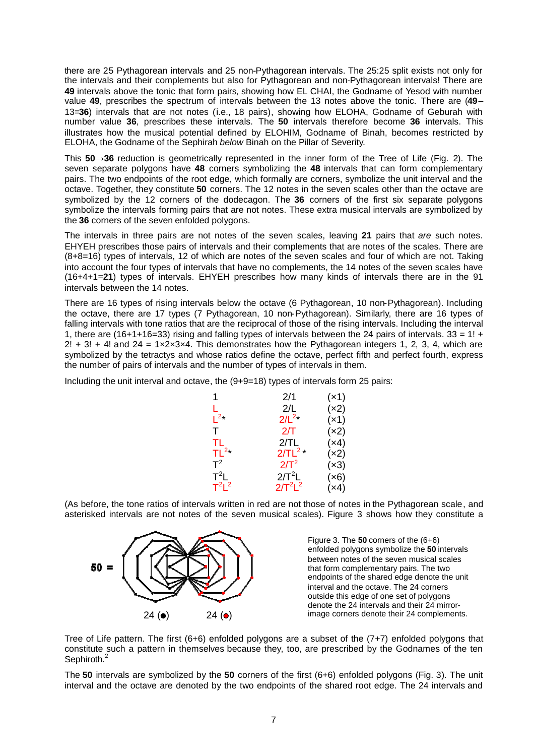there are 25 Pythagorean intervals and 25 non-Pythagorean intervals. The 25:25 split exists not only for the intervals and their complements but also for Pythagorean and non-Pythagorean intervals! There are **49** intervals above the tonic that form pairs, showing how EL CHAI, the Godname of Yesod with number value **49**, prescribes the spectrum of intervals between the 13 notes above the tonic. There are (**49**−13=**36**) intervals that are not notes (i.e., 18 pairs), showing how ELOHA, Godname of Geburah with number value **36**, prescribes these intervals. The **50** intervals therefore become **36** intervals. This illustrates how the musical potential defined by ELOHIM, Godname of Binah, becomes restricted by ELOHA, the Godname of the Sephirah *below* Binah on the Pillar of Severity.

This **50**→**36** reduction is geometrically represented in the inner form of the Tree of Life (Fig. 2). The seven separate polygons have **48** corners symbolizing the **48** intervals that can form complementary pairs. The two endpoints of the root edge, which formally are corners, symbolize the unit interval and the octave. Together, they constitute **50** corners. The 12 notes in the seven scales other than the octave are symbolized by the 12 corners of the dodecagon. The **36** corners of the first six separate polygons symbolize the intervals forming pairs that are not notes. These extra musical intervals are symbolized by the **36** corners of the seven enfolded polygons.

The intervals in three pairs are not notes of the seven scales, leaving **21** pairs that *are* such notes. EHYEH prescribes those pairs of intervals and their complements that are notes of the scales. There are (8+8=16) types of intervals, 12 of which are notes of the seven scales and four of which are not. Taking into account the four types of intervals that have no complements, the 14 notes of the seven scales have (16+4+1=**21**) types of intervals. EHYEH prescribes how many kinds of intervals there are in the 91 intervals between the 14 notes.

There are 16 types of rising intervals below the octave (6 Pythagorean, 10 non-Pythagorean). Including the octave, there are 17 types (7 Pythagorean, 10 non-Pythagorean). Similarly, there are 16 types of falling intervals with tone ratios that are the reciprocal of those of the rising intervals. Including the interval 1, there are (16+1+16=33) rising and falling types of intervals between the 24 pairs of intervals. 33 = 1! + 2! + 3! + 4! and 24 = 1×2×3×4. This demonstrates how the Pythagorean integers 1, 2, 3, 4, which are symbolized by the tetractys and whose ratios define the octave, perfect fifth and perfect fourth, express the number of pairs of intervals and the number of types of intervals in them.

Including the unit interval and octave, the (9+9=18) types of intervals form 25 pairs:

| | | |
|---|---|---|
| 1 | 2/1 | (×1) |
| L | 2/L | (×2) |
| $L^2$* | $2/L^2$* | (×1) |
| T | 2/T | (×2) |
| TL | 2/TL | (×4) |
| $TL^2$* | $2/TL^2$ * | (×2) |
| $T^2$ | $2/T^2$ | (×3) |
| $T^2L$ | $2/T^2L$ | (×6) |
| $T^2L^2$ | $2/T^2L^2$ | (×4) |

(As before, the tone ratios of intervals written in red are not those of notes in the Pythagorean scale, and asterisked intervals are not notes of the seven musical scales). Figure 3 shows how they constitute a Tree of Life pattern. The first (6+6) enfolded polygons are a subset of the (7+7) enfolded polygons that constitute such a pattern in themselves because they, too, are prescribed by the Godnames of the ten Sephiroth.[2]

Figure 3. The **50** corners of the (6+6) enfolded polygons symbolize the **50** intervals between notes of the seven musical scales that form complementary pairs. The two endpoints of the shared edge denote the unit interval and the octave. The 24 corners outside this edge of one set of polygons denote the 24 intervals and their 24 mirror-image corners denote their 24 complements.

The **50** intervals are symbolized by the **50** corners of the first (6+6) enfolded polygons (Fig. 3). The unit interval and the octave are denoted by the two endpoints of the shared root edge. The 24 intervals and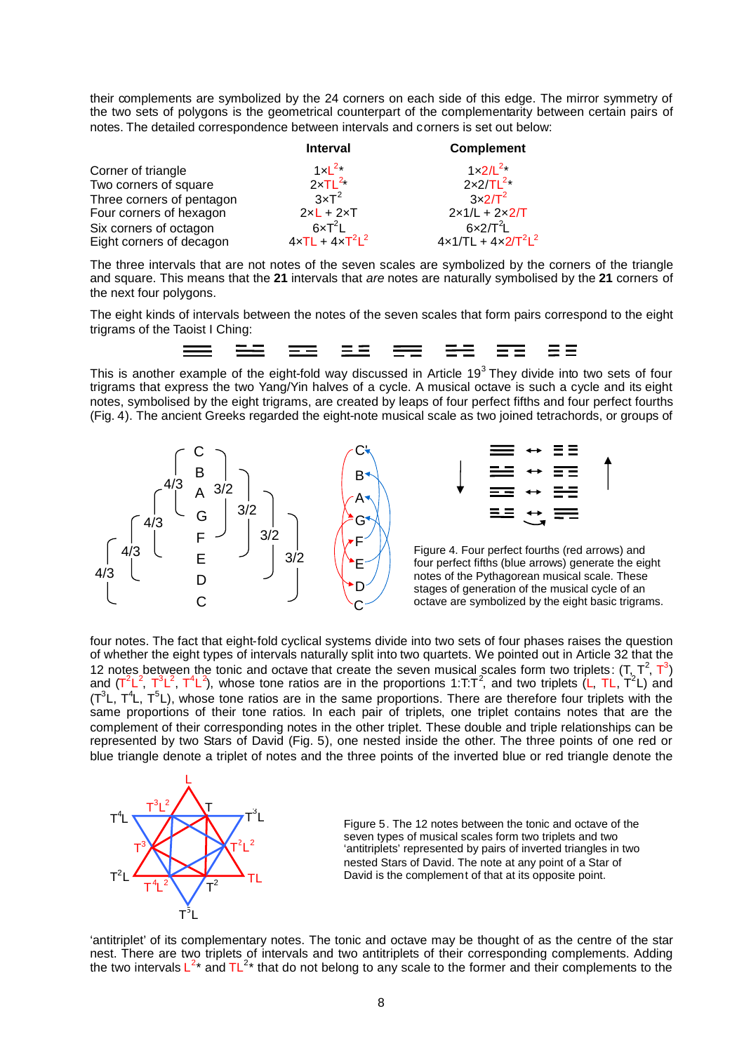their complements are symbolized by the 24 corners on each side of this edge. The mirror symmetry of the two sets of polygons is the geometrical counterpart of the complementarity between certain pairs of notes. The detailed correspondence between intervals and corners is set out below:

| | Interval | Complement |
|---|---|---|
| Corner of triangle | $1\times L^2$* | $1\times 2/L^2$* |
| Two corners of square | $2\times TL^2$* | $2\times 2/TL^2$* |
| Three corners of pentagon | $3\times T^2$ | $3\times 2/T^2$ |
| Four corners of hexagon | $2\times L + 2\times T$ | $2\times 1/L + 2\times 2/T$ |
| Six corners of octagon | $6\times T^2L$ | $6\times 2/T^2L$ |
| Eight corners of decagon | $4\times TL + 4\times T^2L^2$ | $4\times 1/TL + 4\times 2/T^2L^2$ |

The three intervals that are not notes of the seven scales are symbolized by the corners of the triangle and square. This means that the **21** intervals that *are* notes are naturally symbolised by the **21** corners of the next four polygons.

The eight kinds of intervals between the notes of the seven scales that form pairs correspond to the eight trigrams of the Taoist I Ching:

This is another example of the eight-fold way discussed in Article 19[3] They divide into two sets of four trigrams that express the two Yang/Yin halves of a cycle. A musical octave is such a cycle and its eight notes, symbolised by the eight trigrams, are created by leaps of four perfect fifths and four perfect fourths (Fig. 4). The ancient Greeks regarded the eight-note musical scale as two joined tetrachords, or groups of four notes. The fact that eight-fold cyclical systems divide into two sets of four phases raises the question of whether the eight types of intervals naturally split into two quartets. We pointed out in Article 32 that the 12 notes between the tonic and octave that create the seven musical scales form two triplets: ($T$, $T^2$, $T^3$) and ($T^2L^2$, $T^3L^2$, $T^4L^2$), whose tone ratios are in the proportions $1:T:T^2$, and two triplets ($L$, $TL$, $T^2L$) and ($T^3L$, $T^4L$, $T^5L$), whose tone ratios are in the same proportions. There are therefore four triplets with the same proportions of their tone ratios. In each pair of triplets, one triplet contains notes that are the complement of their corresponding notes in the other triplet. These double and triple relationships can be represented by two Stars of David (Fig. 5), one nested inside the other. The three points of one red or blue triangle denote a triplet of notes and the three points of the inverted blue or red triangle denote the

Figure 4. Four perfect fourths (red arrows) and four perfect fifths (blue arrows) generate the eight notes of the Pythagorean musical scale. These stages of generation of the musical cycle of an octave are symbolized by the eight basic trigrams.

Figure 5. The 12 notes between the tonic and octave of the seven types of musical scales form two triplets and two 'antitriplets' represented by pairs of inverted triangles in two nested Stars of David. The note at any point of a Star of David is the complement of that at its opposite point.

'antitriplet' of its complementary notes. The tonic and octave may be thought of as the centre of the star nest. There are two triplets of intervals and two antitriplets of their corresponding complements. Adding the two intervals $L^2$* and $TL^2$* that do not belong to any scale to the former and their complements to the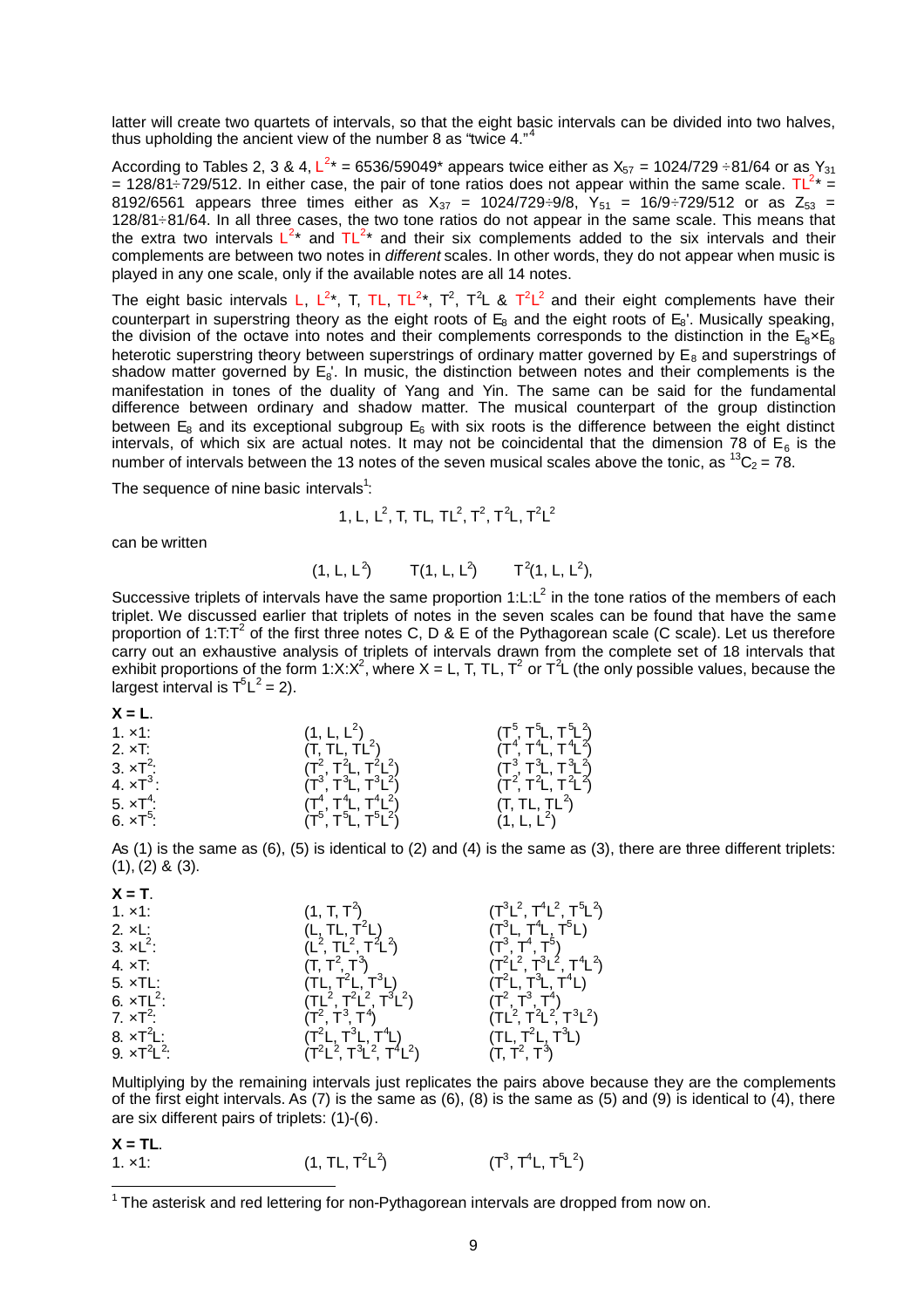latter will create two quartets of intervals, so that the eight basic intervals can be divided into two halves, thus upholding the ancient view of the number 8 as "twice 4."[4]

According to Tables 2, 3 & 4, $L^2$* = 6536/59049* appears twice either as $X_{57}$ = 1024/729 ÷81/64 or as $Y_{31}$ = 128/81÷729/512. In either case, the pair of tone ratios does not appear within the same scale. $TL^2$* = 8192/6561 appears three times either as $X_{37}$ = 1024/729÷9/8, $Y_{51}$ = 16/9÷729/512 or as $Z_{53}$ = 128/81÷81/64. In all three cases, the two tone ratios do not appear in the same scale. This means that the extra two intervals $L^2$* and $TL^2$* and their six complements added to the six intervals and their complements are between two notes in *different* scales. In other words, they do not appear when music is played in any one scale, only if the available notes are all 14 notes.

The eight basic intervals L, $L^2$*, T, TL, $TL^2$*, $T^2$, $T^2L$ & $T^2L^2$ and their eight complements have their counterpart in superstring theory as the eight roots of $E_8$ and the eight roots of $E_8$'. Musically speaking, the division of the octave into notes and their complements corresponds to the distinction in the $E_8$×$E_8$ heterotic superstring theory between superstrings of ordinary matter governed by $E_8$ and superstrings of shadow matter governed by $E_8$'. In music, the distinction between notes and their complements is the manifestation in tones of the duality of Yang and Yin. The same can be said for the fundamental difference between ordinary and shadow matter. The musical counterpart of the group distinction between $E_8$ and its exceptional subgroup $E_6$ with six roots is the difference between the eight distinct intervals, of which six are actual notes. It may not be coincidental that the dimension 78 of $E_6$ is the number of intervals between the 13 notes of the seven musical scales above the tonic, as $^{13}C_2 = 78$.

The sequence of nine basic intervals[1]:

$$1, L, L^2, T, TL, TL^2, T^2, T^2L, T^2L^2$$

can be written

$$(1, L, L^2) \qquad T(1, L, L^2) \qquad T^2(1, L, L^2),$$

Successive triplets of intervals have the same proportion $1{:}L{:}L^2$ in the tone ratios of the members of each triplet. We discussed earlier that triplets of notes in the seven scales can be found that have the same proportion of $1{:}T{:}T^2$ of the first three notes C, D & E of the Pythagorean scale (C scale). Let us therefore carry out an exhaustive analysis of triplets of intervals drawn from the complete set of 18 intervals that exhibit proportions of the form $1{:}X{:}X^2$, where X = L, T, TL, $T^2$ or $T^2L$ (the only possible values, because the largest interval is $T^5L^2 = 2$).

**X = L.**

| | | |
|---|---|---|
| 1. ×1: | $(1, L, L^2)$ | $(T^5, T^5L, T^5L^2)$ |
| 2. ×T: | $(T, TL, TL^2)$ | $(T^4, T^4L, T^4L^2)$ |
| 3. ×$T^2$: | $(T^2, T^2L, T^2L^2)$ | $(T^3, T^3L, T^3L^2)$ |
| 4. ×$T^3$: | $(T^3, T^3L, T^3L^2)$ | $(T^2, T^2L, T^2L^2)$ |
| 5. ×$T^4$: | $(T^4, T^4L, T^4L^2)$ | $(T, TL, TL^2)$ |
| 6. ×$T^5$: | $(T^5, T^5L, T^5L^2)$ | $(1, L, L^2)$ |

As (1) is the same as (6), (5) is identical to (2) and (4) is the same as (3), there are three different triplets: (1), (2) & (3).

**X = T.**

| | | |
|---|---|---|
| 1. ×1: | $(1, T, T^2)$ | $(T^3L^2, T^4L^2, T^5L^2)$ |
| 2. ×L: | $(L, TL, T^2L)$ | $(T^3L, T^4L, T^5L)$ |
| 3. ×$L^2$: | $(L^2, TL^2, T^2L^2)$ | $(T^3, T^4, T^5)$ |
| 4. ×T: | $(T, T^2, T^3)$ | $(T^2L^2, T^3L^2, T^4L^2)$ |
| 5. ×TL: | $(TL, T^2L, T^3L)$ | $(T^2L, T^3L, T^4L)$ |
| 6. ×$TL^2$: | $(TL^2, T^2L^2, T^3L^2)$ | $(T^2, T^3, T^4)$ |
| 7. ×$T^2$: | $(T^2, T^3, T^4)$ | $(TL^2, T^2L^2, T^3L^2)$ |
| 8. ×$T^2L$: | $(T^2L, T^3L, T^4L)$ | $(TL, T^2L, T^3L)$ |
| 9. ×$T^2L^2$: | $(T^2L^2, T^3L^2, T^4L^2)$ | $(T, T^2, T^3)$ |

Multiplying by the remaining intervals just replicates the pairs above because they are the complements of the first eight intervals. As (7) is the same as (6), (8) is the same as (5) and (9) is identical to (4), there are six different pairs of triplets: (1)-(6).

**X = TL.**

| | | |
|---|---|---|
| 1. ×1: | $(1, TL, T^2L^2)$ | $(T^3, T^4L, T^5L^2)$ |

[1] The asterisk and red lettering for non-Pythagorean intervals are dropped from now on.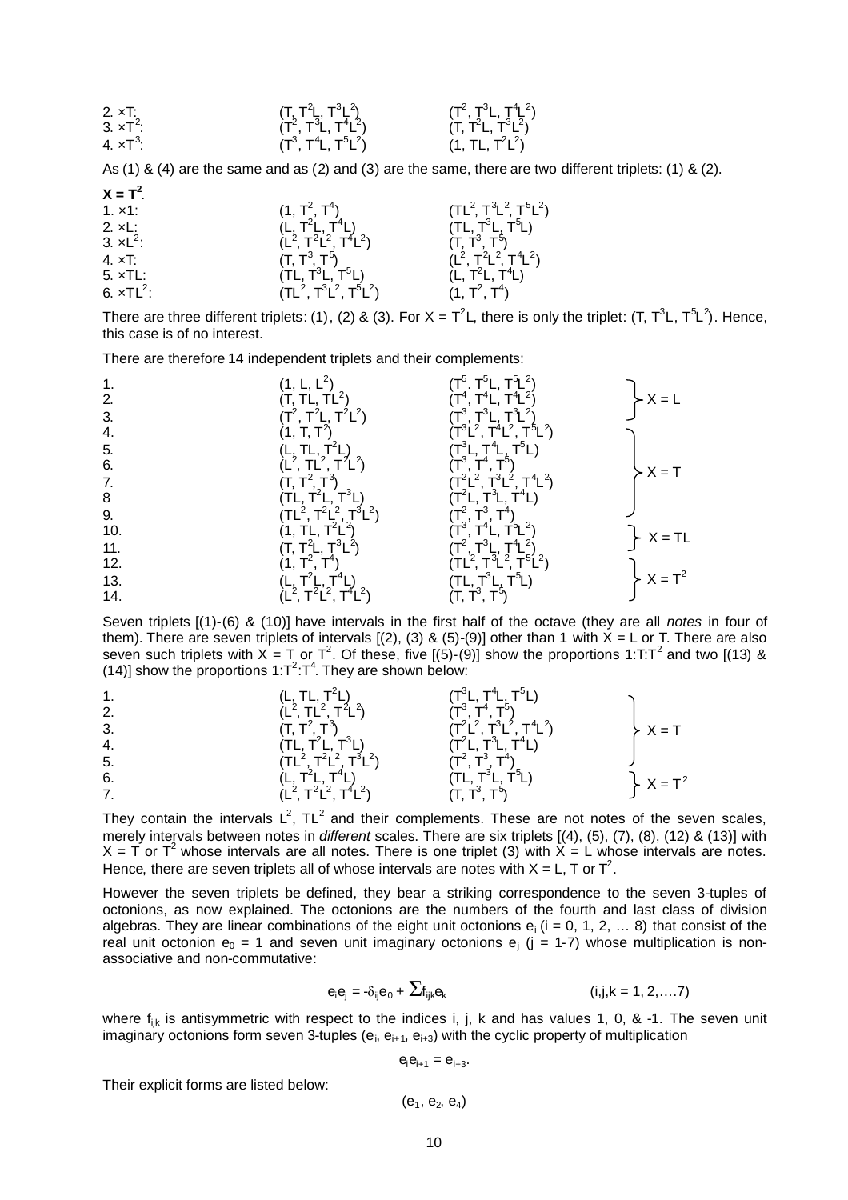| | | |
|---|---|---|
| 2. $\times T$: | $(T, T^2L, T^3L^2)$ | $(T^2, T^3L, T^4L^2)$ |
| 3. $\times T^2$: | $(T^2, T^3L, T^4L^2)$ | $(T, T^2L, T^3L^2)$ |
| 4. $\times T^3$: | $(T^3, T^4L, T^5L^2)$ | $(1, TL, T^2L^2)$ |

As (1) & (4) are the same and as (2) and (3) are the same, there are two different triplets: (1) & (2).

**$X = T^2$**.

| | | |
|---|---|---|
| 1. $\times 1$: | $(1, T^2, T^4)$ | $(TL^2, T^3L^2, T^5L^2)$ |
| 2. $\times L$: | $(L, T^2L, T^4L)$ | $(TL, T^3L, T^5L)$ |
| 3. $\times L^2$: | $(L^2, T^2L^2, T^4L^2)$ | $(T, T^3, T^5)$ |
| 4. $\times T$: | $(T, T^3, T^5)$ | $(L^2, T^2L^2, T^4L^2)$ |
| 5. $\times TL$: | $(TL, T^3L, T^5L)$ | $(L, T^2L, T^4L)$ |
| 6. $\times TL^2$: | $(TL^2, T^3L^2, T^5L^2)$ | $(1, T^2, T^4)$ |

There are three different triplets: (1), (2) & (3). For $X = T^2L$, there is only the triplet: $(T, T^3L, T^5L^2)$. Hence, this case is of no interest.

There are therefore 14 independent triplets and their complements:

| | | | |
|---|---|---|---|
| 1. | $(1, L, L^2)$ | $(T^5, T^5L, T^5L^2)$ | $X = L$ |
| 2. | $(T, TL, TL^2)$ | $(T^4, T^4L, T^4L^2)$ | |
| 3. | $(T^2, T^2L, T^2L^2)$ | $(T^3, T^3L, T^3L^2)$ | |
| 4. | $(1, T, T^2)$ | $(T^3L^2, T^4L^2, T^5L^2)$ | $X = T$ |
| 5. | $(L, TL, T^2L)$ | $(T^3L, T^4L, T^5L)$ | |
| 6. | $(L^2, TL^2, T^2L^2)$ | $(T^3, T^4, T^5)$ | |
| 7. | $(T, T^2, T^3)$ | $(T^2L^2, T^3L^2, T^4L^2)$ | |
| 8 | $(TL, T^2L, T^3L)$ | $(T^2L, T^3L, T^4L)$ | |
| 9. | $(TL^2, T^2L^2, T^3L^2)$ | $(T^2, T^3, T^4)$ | |
| 10. | $(1, TL, T^2L^2)$ | $(T^3, T^4L, T^5L^2)$ | $X = TL$ |
| 11. | $(T, T^2L, T^3L^2)$ | $(T^2, T^3L, T^4L^2)$ | |
| 12. | $(1, T^2, T^4)$ | $(TL^2, T^3L^2, T^5L^2)$ | $X = T^2$ |
| 13. | $(L, T^2L, T^4L)$ | $(TL, T^3L, T^5L)$ | |
| 14. | $(L^2, T^2L^2, T^4L^2)$ | $(T, T^3, T^5)$ | |

Seven triplets [(1)-(6) & (10)] have intervals in the first half of the octave (they are all *notes* in four of them). There are seven triplets of intervals [(2), (3) & (5)-(9)] other than 1 with $X = L$ or T. There are also seven such triplets with $X = T$ or $T^2$. Of these, five [(5)-(9)] show the proportions $1{:}T{:}T^2$ and two [(13) & (14)] show the proportions $1{:}T^2{:}T^4$. They are shown below:

| | | | |
|---|---|---|---|
| 1. | $(L, TL, T^2L)$ | $(T^3L, T^4L, T^5L)$ | $X = T$ |
| 2. | $(L^2, TL^2, T^2L^2)$ | $(T^3, T^4, T^5)$ | |
| 3. | $(T, T^2, T^3)$ | $(T^2L^2, T^3L^2, T^4L^2)$ | |
| 4. | $(TL, T^2L, T^3L)$ | $(T^2L, T^3L, T^4L)$ | |
| 5. | $(TL^2, T^2L^2, T^3L^2)$ | $(T^2, T^3, T^4)$ | |
| 6. | $(L, T^2L, T^4L)$ | $(TL, T^3L, T^5L)$ | $X = T^2$ |
| 7. | $(L^2, T^2L^2, T^4L^2)$ | $(T, T^3, T^5)$ | |

They contain the intervals $L^2$, $TL^2$ and their complements. These are not notes of the seven scales, merely intervals between notes in *different* scales. There are six triplets [(4), (5), (7), (8), (12) & (13)] with $X = T$ or $T^2$ whose intervals are all notes. There is one triplet (3) with $X = L$ whose intervals are notes. Hence, there are seven triplets all of whose intervals are notes with $X = L$, T or $T^2$.

However the seven triplets be defined, they bear a striking correspondence to the seven 3-tuples of octonions, as now explained. The octonions are the numbers of the fourth and last class of division algebras. They are linear combinations of the eight unit octonions $e_i$ ($i = 0, 1, 2, \ldots 8$) that consist of the real unit octonion $e_0 = 1$ and seven unit imaginary octonions $e_j$ ($j = 1$-$7$) whose multiplication is non-associative and non-commutative:

$$e_i e_j = -\delta_{ij} e_0 + \sum f_{ijk} e_k \qquad (i,j,k = 1, 2, \ldots. 7)$$

where $f_{ijk}$ is antisymmetric with respect to the indices i, j, k and has values 1, 0, & -1. The seven unit imaginary octonions form seven 3-tuples $(e_i, e_{i+1}, e_{i+3})$ with the cyclic property of multiplication

$$e_i e_{i+1} = e_{i+3}.$$

Their explicit forms are listed below:

$$(e_1, e_2, e_4)$$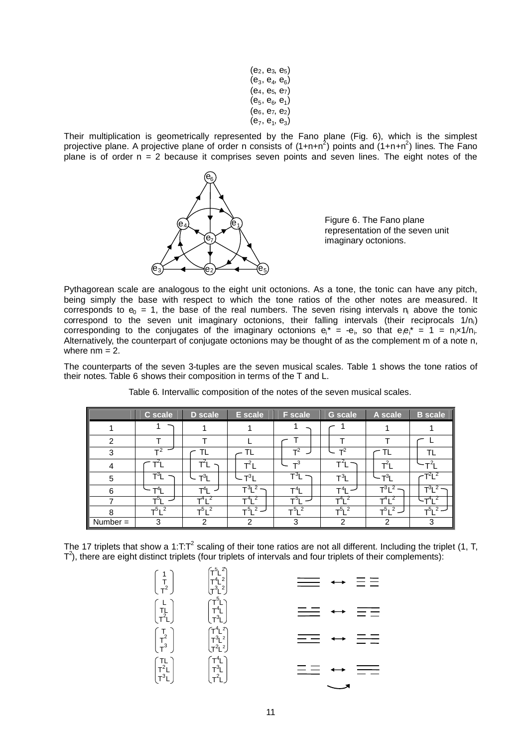$(e_2, e_3, e_5)$
$(e_3, e_4, e_6)$
$(e_4, e_5, e_7)$
$(e_5, e_6, e_1)$
$(e_6, e_7, e_2)$
$(e_7, e_1, e_3)$

Their multiplication is geometrically represented by the Fano plane (Fig. 6), which is the simplest projective plane. A projective plane of order n consists of $(1+n+n^2)$ points and $(1+n+n^2)$ lines. The Fano plane is of order n = 2 because it comprises seven points and seven lines. The eight notes of the Pythagorean scale are analogous to the eight unit octonions. As a tone, the tonic can have any pitch, being simply the base with respect to which the tone ratios of the other notes are measured. It corresponds to $e_0 = 1$, the base of the real numbers. The seven rising intervals $n_i$ above the tonic correspond to the seven unit imaginary octonions, their falling intervals (their reciprocals $1/n_i$) corresponding to the conjugates of the imaginary octonions $e_i^* = -e_i$, so that $e_i e_i^* = 1 = n_i \times 1/n_i$. Alternatively, the counterpart of conjugate octonions may be thought of as the complement m of a note n, where nm = 2.

Figure 6. The Fano plane representation of the seven unit imaginary octonions.

The counterparts of the seven 3-tuples are the seven musical scales. Table 1 shows the tone ratios of their notes. Table 6 shows their composition in terms of the T and L.

Table 6. Intervallic composition of the notes of the seven musical scales.

| | C scale | D scale | E scale | F scale | G scale | A scale | B scale |
|---|---|---|---|---|---|---|---|
| 1 | 1 | 1 | 1 | 1 | 1 | 1 | 1 |
| 2 | T | T | L | T | T | T | L |
| 3 | $T^2$ | TL | TL | $T^2$ | $T^2$ | TL | TL |
| 4 | $T^2L$ | $T^2L$ | $T^2L$ | $T^3$ | $T^2L$ | $T^2L$ | $T^2L$ |
| 5 | $T^3L$ | $T^3L$ | $T^3L$ | $T^3L$ | $T^3L$ | $T^3L$ | $T^2L^2$ |
| 6 | $T^4L$ | $T^4L$ | $T^3L^2$ | $T^4L$ | $T^4L$ | $T^3L^2$ | $T^3L^2$ |
| 7 | $T^5L$ | $T^4L^2$ | $T^4L^2$ | $T^5L$ | $T^4L^2$ | $T^4L^2$ | $T^4L^2$ |
| 8 | $T^5L^2$ | $T^5L^2$ | $T^5L^2$ | $T^5L^2$ | $T^5L^2$ | $T^5L^2$ | $T^5L^2$ |
| Number = | 3 | 2 | 2 | 3 | 2 | 2 | 3 |

The 17 triplets that show a $1{:}T{:}T^2$ scaling of their tone ratios are not all different. Including the triplet $(1, T, T^2)$, there are eight distinct triplets (four triplets of intervals and four triplets of their complements):

$$\begin{pmatrix}1\\T\\T^2\end{pmatrix} \quad \begin{pmatrix}T^5L^2\\T^4L^2\\T^3L^2\end{pmatrix}$$

$$\begin{pmatrix}L\\TL\\T^2L\end{pmatrix} \quad \begin{pmatrix}T^5L\\T^4L\\T^3L\end{pmatrix}$$

$$\begin{pmatrix}T\\T^2\\T^3\end{pmatrix} \quad \begin{pmatrix}T^4L^2\\T^3L^2\\T^2L^2\end{pmatrix}$$

$$\begin{pmatrix}TL\\T^2L\\T^3L\end{pmatrix} \quad \begin{pmatrix}T^4L\\T^3L\\T^2L\end{pmatrix}$$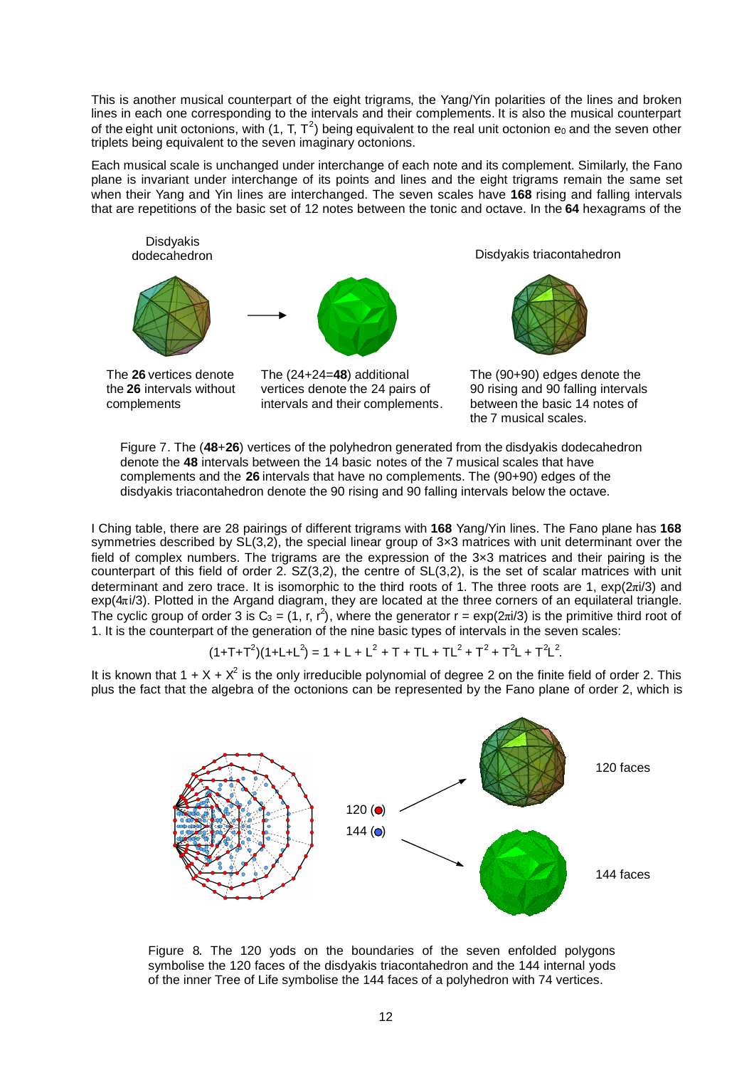This is another musical counterpart of the eight trigrams, the Yang/Yin polarities of the lines and broken lines in each one corresponding to the intervals and their complements. It is also the musical counterpart of the eight unit octonions, with $(1, T, T^2)$ being equivalent to the real unit octonion $e_0$ and the seven other triplets being equivalent to the seven imaginary octonions.

Each musical scale is unchanged under interchange of each note and its complement. Similarly, the Fano plane is invariant under interchange of its points and lines and the eight trigrams remain the same set when their Yang and Yin lines are interchanged. The seven scales have **168** rising and falling intervals that are repetitions of the basic set of 12 notes between the tonic and octave. In the **64** hexagrams of the I Ching table, there are 28 pairings of different trigrams with **168** Yang/Yin lines. The Fano plane has **168** symmetries described by SL(3,2), the special linear group of 3×3 matrices with unit determinant over the field of complex numbers. The trigrams are the expression of the 3×3 matrices and their pairing is the counterpart of this field of order 2. SZ(3,2), the centre of SL(3,2), is the set of scalar matrices with unit determinant and zero trace. It is isomorphic to the third roots of 1. The three roots are 1, $\exp(2\pi i/3)$ and $\exp(4\pi i/3)$. Plotted in the Argand diagram, they are located at the three corners of an equilateral triangle. The cyclic group of order 3 is $C_3 = (1, r, r^2)$, where the generator $r = \exp(2\pi i/3)$ is the primitive third root of 1. It is the counterpart of the generation of the nine basic types of intervals in the seven scales:

Disdyakis dodecahedron

Disdyakis triacontahedron

The **26** vertices denote the **26** intervals without complements

The (24+24=**48**) additional vertices denote the 24 pairs of intervals and their complements.

The (90+90) edges denote the 90 rising and 90 falling intervals between the basic 14 notes of the 7 musical scales.

Figure 7. The (**48**+**26**) vertices of the polyhedron generated from the disdyakis dodecahedron denote the **48** intervals between the 14 basic notes of the 7 musical scales that have complements and the **26** intervals that have no complements. The (90+90) edges of the disdyakis triacontahedron denote the 90 rising and 90 falling intervals below the octave.

$$(1+T+T^2)(1+L+L^2) = 1 + L + L^2 + T + TL + TL^2 + T^2 + T^2L + T^2L^2.$$

It is known that $1 + X + X^2$ is the only irreducible polynomial of degree 2 on the finite field of order 2. This plus the fact that the algebra of the octonions can be represented by the Fano plane of order 2, which is

120 (●)

144 (●)

120 faces

144 faces

Figure 8. The 120 yods on the boundaries of the seven enfolded polygons symbolise the 120 faces of the disdyakis triacontahedron and the 144 internal yods of the inner Tree of Life symbolise the 144 faces of a polyhedron with 74 vertices.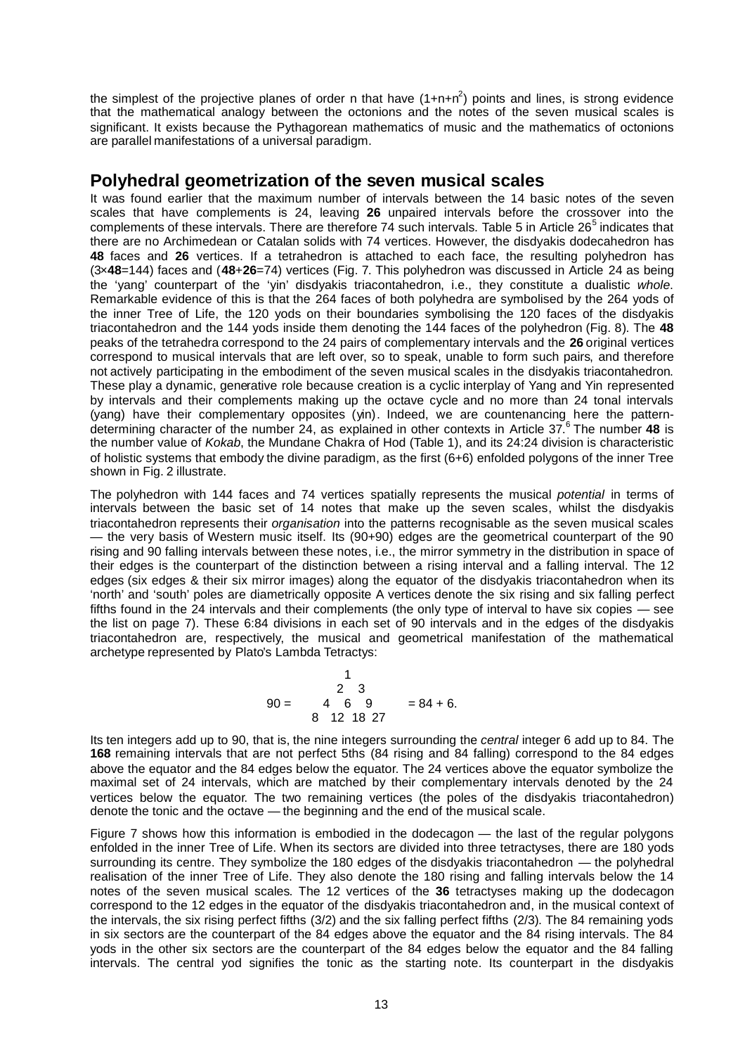the simplest of the projective planes of order n that have $(1+n+n^2)$ points and lines, is strong evidence that the mathematical analogy between the octonions and the notes of the seven musical scales is significant. It exists because the Pythagorean mathematics of music and the mathematics of octonions are parallel manifestations of a universal paradigm.

## Polyhedral geometrization of the seven musical scales

It was found earlier that the maximum number of intervals between the 14 basic notes of the seven scales that have complements is 24, leaving **26** unpaired intervals before the crossover into the complements of these intervals. There are therefore 74 such intervals. Table 5 in Article 26[5] indicates that there are no Archimedean or Catalan solids with 74 vertices. However, the disdyakis dodecahedron has **48** faces and **26** vertices. If a tetrahedron is attached to each face, the resulting polyhedron has (3×**48**=144) faces and (**48**+**26**=74) vertices (Fig. 7. This polyhedron was discussed in Article 24 as being the 'yang' counterpart of the 'yin' disdyakis triacontahedron, i.e., they constitute a dualistic *whole*. Remarkable evidence of this is that the 264 faces of both polyhedra are symbolised by the 264 yods of the inner Tree of Life, the 120 yods on their boundaries symbolising the 120 faces of the disdyakis triacontahedron and the 144 yods inside them denoting the 144 faces of the polyhedron (Fig. 8). The **48** peaks of the tetrahedra correspond to the 24 pairs of complementary intervals and the **26** original vertices correspond to musical intervals that are left over, so to speak, unable to form such pairs, and therefore not actively participating in the embodiment of the seven musical scales in the disdyakis triacontahedron. These play a dynamic, generative role because creation is a cyclic interplay of Yang and Yin represented by intervals and their complements making up the octave cycle and no more than 24 tonal intervals (yang) have their complementary opposites (yin). Indeed, we are countenancing here the pattern-determining character of the number 24, as explained in other contexts in Article 37.[6] The number **48** is the number value of *Kokab*, the Mundane Chakra of Hod (Table 1), and its 24:24 division is characteristic of holistic systems that embody the divine paradigm, as the first (6+6) enfolded polygons of the inner Tree shown in Fig. 2 illustrate.

The polyhedron with 144 faces and 74 vertices spatially represents the musical *potential* in terms of intervals between the basic set of 14 notes that make up the seven scales, whilst the disdyakis triacontahedron represents their *organisation* into the patterns recognisable as the seven musical scales — the very basis of Western music itself. Its (90+90) edges are the geometrical counterpart of the 90 rising and 90 falling intervals between these notes, i.e., the mirror symmetry in the distribution in space of their edges is the counterpart of the distinction between a rising interval and a falling interval. The 12 edges (six edges & their six mirror images) along the equator of the disdyakis triacontahedron when its 'north' and 'south' poles are diametrically opposite A vertices denote the six rising and six falling perfect fifths found in the 24 intervals and their complements (the only type of interval to have six copies — see the list on page 7). These 6:84 divisions in each set of 90 intervals and in the edges of the disdyakis triacontahedron are, respectively, the musical and geometrical manifestation of the mathematical archetype represented by Plato's Lambda Tetractys:

$$90 = \begin{array}{c} 1 \\ 2 \quad 3 \\ 4 \quad 6 \quad 9 \\ 8 \quad 12 \quad 18 \quad 27 \end{array} = 84 + 6.$$

Its ten integers add up to 90, that is, the nine integers surrounding the *central* integer 6 add up to 84. The **168** remaining intervals that are not perfect 5ths (84 rising and 84 falling) correspond to the 84 edges above the equator and the 84 edges below the equator. The 24 vertices above the equator symbolize the maximal set of 24 intervals, which are matched by their complementary intervals denoted by the 24 vertices below the equator. The two remaining vertices (the poles of the disdyakis triacontahedron) denote the tonic and the octave — the beginning and the end of the musical scale.

Figure 7 shows how this information is embodied in the dodecagon — the last of the regular polygons enfolded in the inner Tree of Life. When its sectors are divided into three tetractyses, there are 180 yods surrounding its centre. They symbolize the 180 edges of the disdyakis triacontahedron — the polyhedral realisation of the inner Tree of Life. They also denote the 180 rising and falling intervals below the 14 notes of the seven musical scales. The 12 vertices of the **36** tetractyses making up the dodecagon correspond to the 12 edges in the equator of the disdyakis triacontahedron and, in the musical context of the intervals, the six rising perfect fifths (3/2) and the six falling perfect fifths (2/3). The 84 remaining yods in six sectors are the counterpart of the 84 edges above the equator and the 84 rising intervals. The 84 yods in the other six sectors are the counterpart of the 84 edges below the equator and the 84 falling intervals. The central yod signifies the tonic as the starting note. Its counterpart in the disdyakis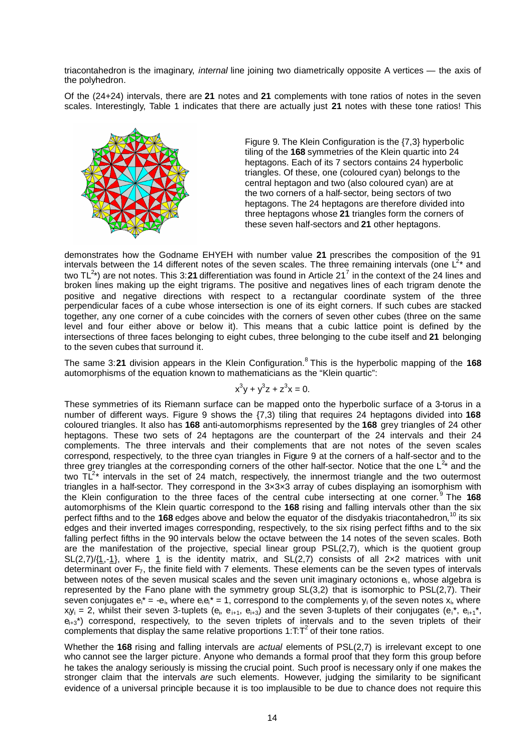triacontahedron is the imaginary, *internal* line joining two diametrically opposite A vertices — the axis of the polyhedron.

Of the (24+24) intervals, there are **21** notes and **21** complements with tone ratios of notes in the seven scales. Interestingly, Table 1 indicates that there are actually just **21** notes with these tone ratios! This demonstrates how the Godname EHYEH with number value **21** prescribes the composition of the 91 intervals between the 14 different notes of the seven scales. The three remaining intervals (one $L^{2}$* and two $TL^{2}$*) are not notes. This 3:**21** differentiation was found in Article 21[7] in the context of the 24 lines and broken lines making up the eight trigrams. The positive and negatives lines of each trigram denote the positive and negative directions with respect to a rectangular coordinate system of the three perpendicular faces of a cube whose intersection is one of its eight corners. If such cubes are stacked together, any one corner of a cube coincides with the corners of seven other cubes (three on the same level and four either above or below it). This means that a cubic lattice point is defined by the intersections of three faces belonging to eight cubes, three belonging to the cube itself and **21** belonging to the seven cubes that surround it.

Figure 9. The Klein Configuration is the {7,3} hyperbolic tiling of the **168** symmetries of the Klein quartic into 24 heptagons. Each of its 7 sectors contains 24 hyperbolic triangles. Of these, one (coloured cyan) belongs to the central heptagon and two (also coloured cyan) are at the two corners of a half-sector, being sectors of two heptagons. The 24 heptagons are therefore divided into three heptagons whose **21** triangles form the corners of these seven half-sectors and **21** other heptagons.

The same 3:**21** division appears in the Klein Configuration.[8] This is the hyperbolic mapping of the **168** automorphisms of the equation known to mathematicians as the "Klein quartic":

$$x^3y + y^3z + z^3x = 0.$$

These symmetries of its Riemann surface can be mapped onto the hyperbolic surface of a 3-torus in a number of different ways. Figure 9 shows the {7,3} tiling that requires 24 heptagons divided into **168** coloured triangles. It also has **168** anti-automorphisms represented by the **168** grey triangles of 24 other heptagons. These two sets of 24 heptagons are the counterpart of the 24 intervals and their 24 complements. The three intervals and their complements that are not notes of the seven scales correspond, respectively, to the three cyan triangles in Figure 9 at the corners of a half-sector and to the three grey triangles at the corresponding corners of the other half-sector. Notice that the one $L^{2}$* and the two $TL^{2}$* intervals in the set of 24 match, respectively, the innermost triangle and the two outermost triangles in a half-sector. They correspond in the 3×3×3 array of cubes displaying an isomorphism with the Klein configuration to the three faces of the central cube intersecting at one corner.[9] The **168** automorphisms of the Klein quartic correspond to the **168** rising and falling intervals other than the six perfect fifths and to the **168** edges above and below the equator of the disdyakis triacontahedron,[10] its six edges and their inverted images corresponding, respectively, to the six rising perfect fifths and to the six falling perfect fifths in the 90 intervals below the octave between the 14 notes of the seven scales. Both are the manifestation of the projective, special linear group PSL(2,7), which is the quotient group SL(2,7)/{1,-1}, where 1 is the identity matrix, and SL(2,7) consists of all 2×2 matrices with unit determinant over $F_7$, the finite field with 7 elements. These elements can be the seven types of intervals between notes of the seven musical scales and the seven unit imaginary octonions $e_i$, whose algebra is represented by the Fano plane with the symmetry group SL(3,2) that is isomorphic to PSL(2,7). Their seven conjugates $e_i^* = -e_i$, where $e_ie_i^* = 1$, correspond to the complements $y_i$ of the seven notes $x_i$, where $x_iy_i = 2$, whilst their seven 3-tuplets ($e_i$, $e_{i+1}$, $e_{i+3}$) and the seven 3-tuplets of their conjugates ($e_i^*$, $e_{i+1}^*$, $e_{i+3}^*$) correspond, respectively, to the seven triplets of intervals and to the seven triplets of their complements that display the same relative proportions $1{:}T{:}T^2$ of their tone ratios.

Whether the **168** rising and falling intervals are *actual* elements of PSL(2,7) is irrelevant except to one who cannot see the larger picture. Anyone who demands a formal proof that they form this group before he takes the analogy seriously is missing the crucial point. Such proof is necessary only if one makes the stronger claim that the intervals *are* such elements. However, judging the similarity to be significant evidence of a universal principle because it is too implausible to be due to chance does not require this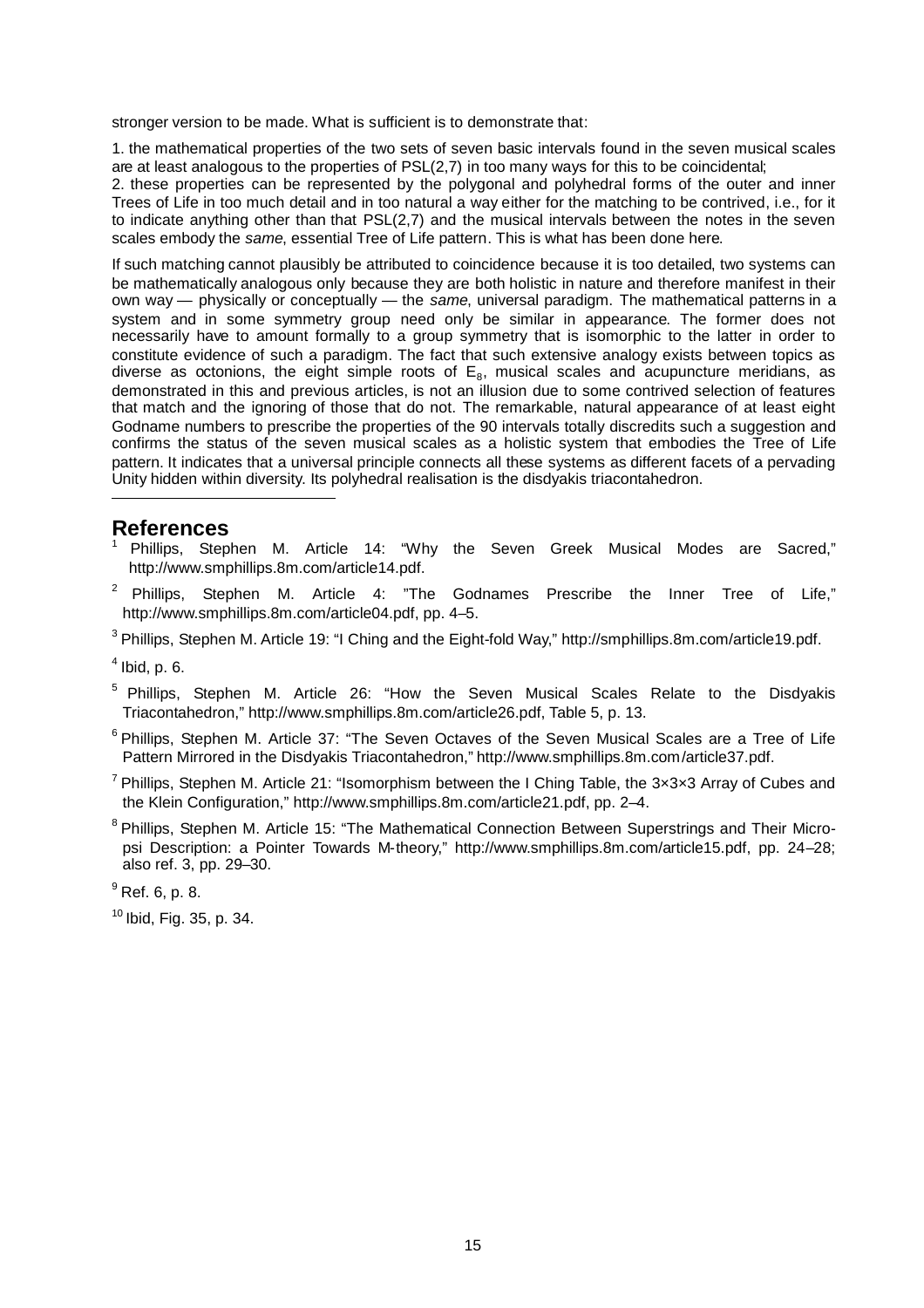stronger version to be made. What is sufficient is to demonstrate that:

1. the mathematical properties of the two sets of seven basic intervals found in the seven musical scales are at least analogous to the properties of PSL(2,7) in too many ways for this to be coincidental;
2. these properties can be represented by the polygonal and polyhedral forms of the outer and inner Trees of Life in too much detail and in too natural a way either for the matching to be contrived, i.e., for it to indicate anything other than that PSL(2,7) and the musical intervals between the notes in the seven scales embody the *same*, essential Tree of Life pattern. This is what has been done here.

If such matching cannot plausibly be attributed to coincidence because it is too detailed, two systems can be mathematically analogous only because they are both holistic in nature and therefore manifest in their own way — physically or conceptually — the *same*, universal paradigm. The mathematical patterns in a system and in some symmetry group need only be similar in appearance. The former does not necessarily have to amount formally to a group symmetry that is isomorphic to the latter in order to constitute evidence of such a paradigm. The fact that such extensive analogy exists between topics as diverse as octonions, the eight simple roots of $E_8$, musical scales and acupuncture meridians, as demonstrated in this and previous articles, is not an illusion due to some contrived selection of features that match and the ignoring of those that do not. The remarkable, natural appearance of at least eight Godname numbers to prescribe the properties of the 90 intervals totally discredits such a suggestion and confirms the status of the seven musical scales as a holistic system that embodies the Tree of Life pattern. It indicates that a universal principle connects all these systems as different facets of a pervading Unity hidden within diversity. Its polyhedral realisation is the disdyakis triacontahedron.

## References

[1] Phillips, Stephen M. Article 14: "Why the Seven Greek Musical Modes are Sacred," http://www.smphillips.8m.com/article14.pdf.

[2] Phillips, Stephen M. Article 4: "The Godnames Prescribe the Inner Tree of Life," http://www.smphillips.8m.com/article04.pdf, pp. 4–5.

[3] Phillips, Stephen M. Article 19: "I Ching and the Eight-fold Way," http://smphillips.8m.com/article19.pdf.

[4] Ibid, p. 6.

[5] Phillips, Stephen M. Article 26: "How the Seven Musical Scales Relate to the Disdyakis Triacontahedron," http://www.smphillips.8m.com/article26.pdf, Table 5, p. 13.

[6] Phillips, Stephen M. Article 37: "The Seven Octaves of the Seven Musical Scales are a Tree of Life Pattern Mirrored in the Disdyakis Triacontahedron," http://www.smphillips.8m.com/article37.pdf.

[7] Phillips, Stephen M. Article 21: "Isomorphism between the I Ching Table, the 3×3×3 Array of Cubes and the Klein Configuration," http://www.smphillips.8m.com/article21.pdf, pp. 2–4.

[8] Phillips, Stephen M. Article 15: "The Mathematical Connection Between Superstrings and Their Micro-psi Description: a Pointer Towards M-theory," http://www.smphillips.8m.com/article15.pdf, pp. 24–28; also ref. 3, pp. 29–30.

[9] Ref. 6, p. 8.

[10] Ibid, Fig. 35, p. 34.